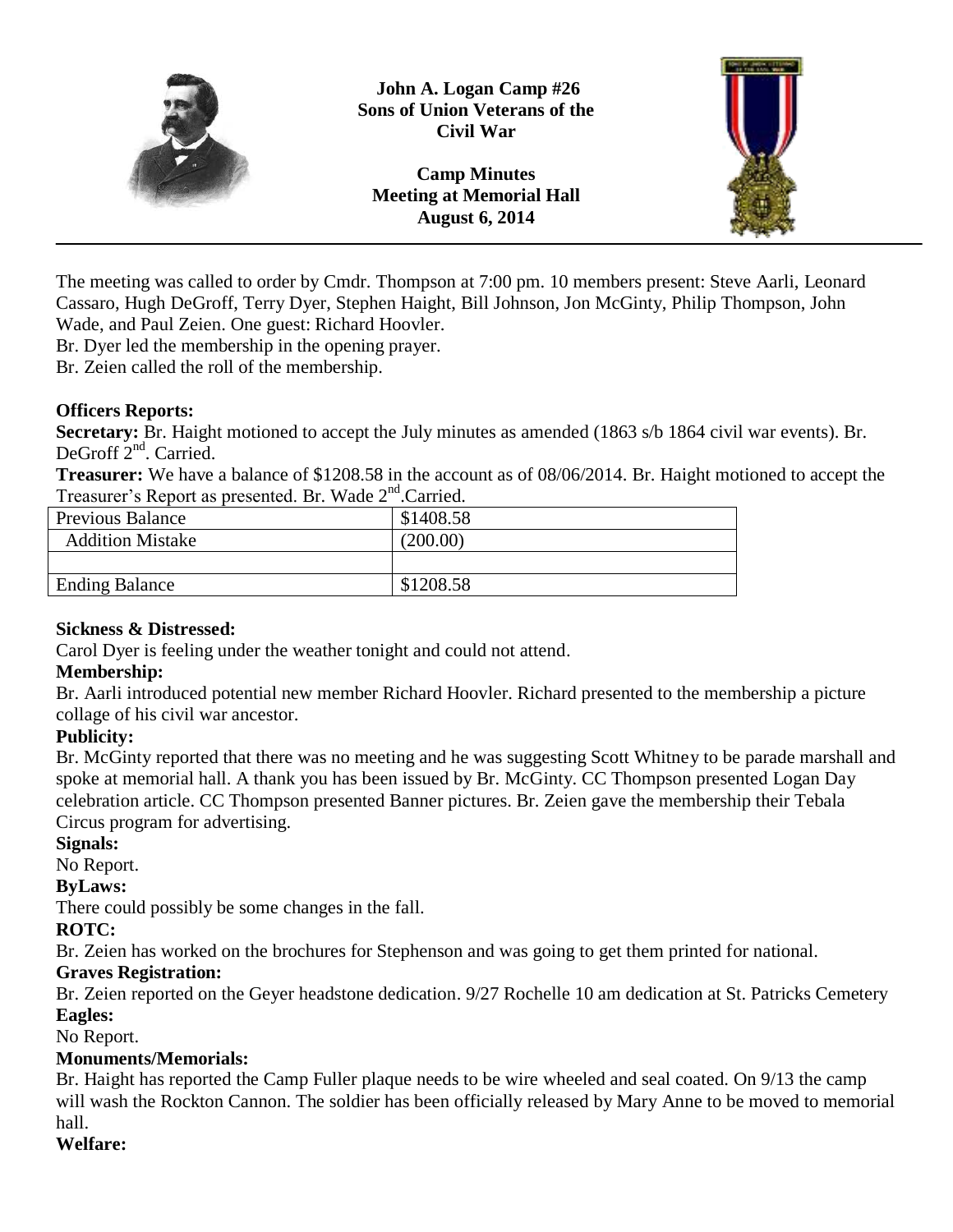**John A. Logan Camp #26**
**Sons of Union Veterans of the Civil War**

**Camp Minutes**
**Meeting at Memorial Hall**
**August 6, 2014**

---

The meeting was called to order by Cmdr. Thompson at 7:00 pm. 10 members present: Steve Aarli, Leonard Cassaro, Hugh DeGroff, Terry Dyer, Stephen Haight, Bill Johnson, Jon McGinty, Philip Thompson, John Wade, and Paul Zeien. One guest: Richard Hoovler.

Br. Dyer led the membership in the opening prayer.

Br. Zeien called the roll of the membership.

**Officers Reports:**

**Secretary:** Br. Haight motioned to accept the July minutes as amended (1863 s/b 1864 civil war events). Br. DeGroff 2nd. Carried.

**Treasurer:** We have a balance of $1208.58 in the account as of 08/06/2014. Br. Haight motioned to accept the Treasurer's Report as presented. Br. Wade 2nd.Carried.

| Previous Balance | $1408.58 |
|---|---|
| Addition Mistake | (200.00) |
| | |
| Ending Balance | $1208.58 |

**Sickness & Distressed:**

Carol Dyer is feeling under the weather tonight and could not attend.

**Membership:**

Br. Aarli introduced potential new member Richard Hoovler. Richard presented to the membership a picture collage of his civil war ancestor.

**Publicity:**

Br. McGinty reported that there was no meeting and he was suggesting Scott Whitney to be parade marshall and spoke at memorial hall. A thank you has been issued by Br. McGinty. CC Thompson presented Logan Day celebration article. CC Thompson presented Banner pictures. Br. Zeien gave the membership their Tebala Circus program for advertising.

**Signals:**

No Report.

**ByLaws:**

There could possibly be some changes in the fall.

**ROTC:**

Br. Zeien has worked on the brochures for Stephenson and was going to get them printed for national.

**Graves Registration:**

Br. Zeien reported on the Geyer headstone dedication. 9/27 Rochelle 10 am dedication at St. Patricks Cemetery

**Eagles:**

No Report.

**Monuments/Memorials:**

Br. Haight has reported the Camp Fuller plaque needs to be wire wheeled and seal coated. On 9/13 the camp will wash the Rockton Cannon. The soldier has been officially released by Mary Anne to be moved to memorial hall.

**Welfare:**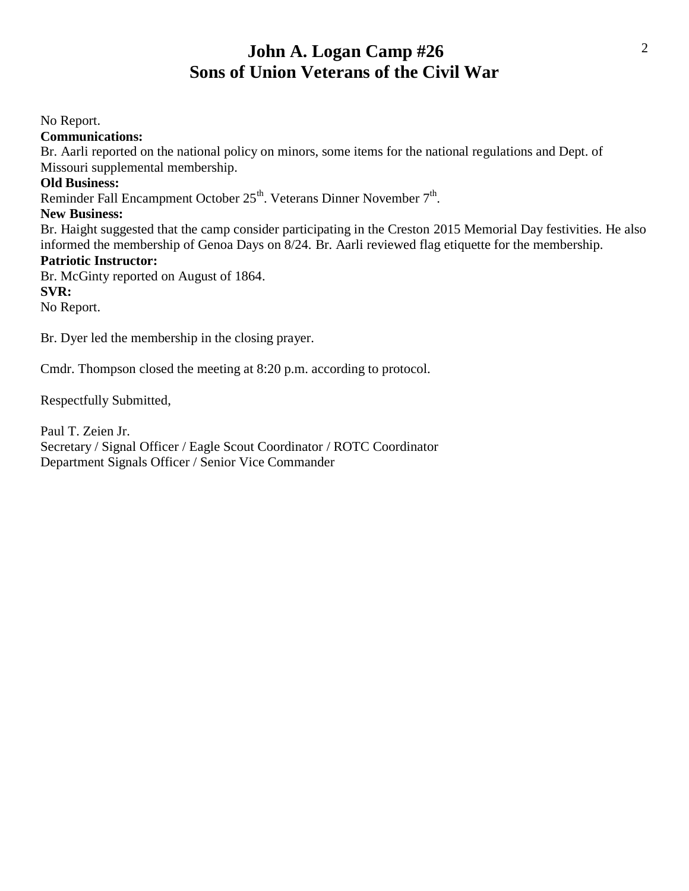# John A. Logan Camp #26
# Sons of Union Veterans of the Civil War

No Report.

**Communications:**

Br. Aarli reported on the national policy on minors, some items for the national regulations and Dept. of Missouri supplemental membership.

**Old Business:**

Reminder Fall Encampment October $25^{th}$. Veterans Dinner November $7^{th}$.

**New Business:**

Br. Haight suggested that the camp consider participating in the Creston 2015 Memorial Day festivities. He also informed the membership of Genoa Days on 8/24. Br. Aarli reviewed flag etiquette for the membership.

**Patriotic Instructor:**

Br. McGinty reported on August of 1864.

**SVR:**

No Report.

Br. Dyer led the membership in the closing prayer.

Cmdr. Thompson closed the meeting at 8:20 p.m. according to protocol.

Respectfully Submitted,

Paul T. Zeien Jr.
Secretary / Signal Officer / Eagle Scout Coordinator / ROTC Coordinator
Department Signals Officer / Senior Vice Commander